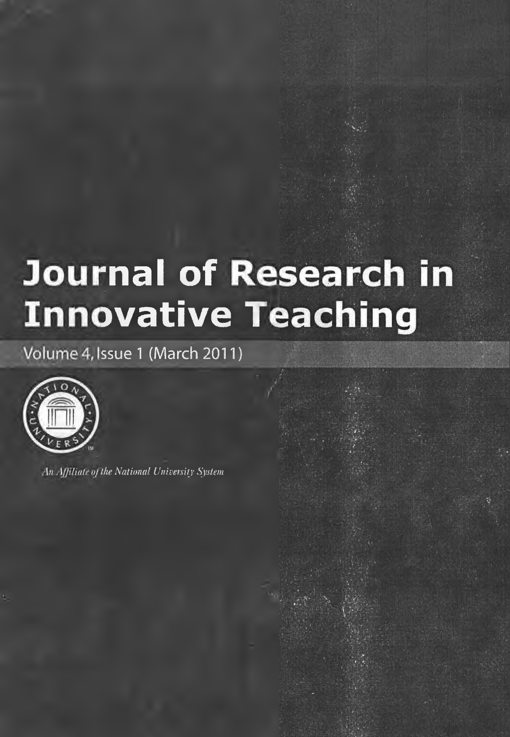# Journal of Research in Innovative Teaching

Volume 4, Issue 1 (March 2011)

*An Affiliate of the National University System*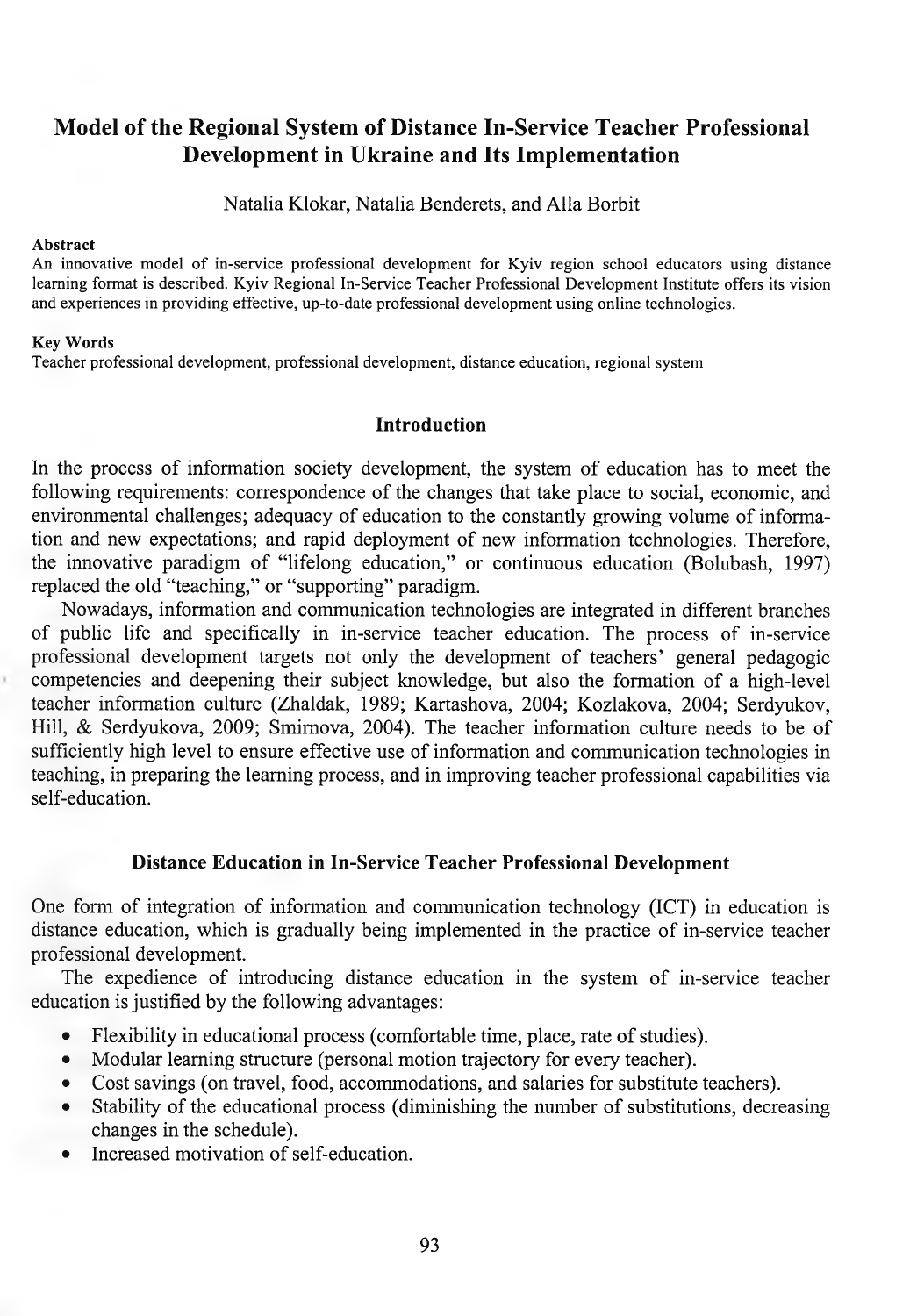# Model of the Regional System of Distance In-Service Teacher Professional Development in Ukraine and Its Implementation

Natalia Klokar, Natalia Benderets, and Alla Borbit

**Abstract**

An innovative model of in-service professional development for Kyiv region school educators using distance learning format is described. Kyiv Regional In-Service Teacher Professional Development Institute offers its vision and experiences in providing effective, up-to-date professional development using online technologies.

**Key Words**

Teacher professional development, professional development, distance education, regional system

## Introduction

In the process of information society development, the system of education has to meet the following requirements: correspondence of the changes that take place to social, economic, and environmental challenges; adequacy of education to the constantly growing volume of information and new expectations; and rapid deployment of new information technologies. Therefore, the innovative paradigm of "lifelong education," or continuous education (Bolubash, 1997) replaced the old "teaching," or "supporting" paradigm.

Nowadays, information and communication technologies are integrated in different branches of public life and specifically in in-service teacher education. The process of in-service professional development targets not only the development of teachers' general pedagogic competencies and deepening their subject knowledge, but also the formation of a high-level teacher information culture (Zhaldak, 1989; Kartashova, 2004; Kozlakova, 2004; Serdyukov, Hill, & Serdyukova, 2009; Smirnova, 2004). The teacher information culture needs to be of sufficiently high level to ensure effective use of information and communication technologies in teaching, in preparing the learning process, and in improving teacher professional capabilities via self-education.

## Distance Education in In-Service Teacher Professional Development

One form of integration of information and communication technology (ICT) in education is distance education, which is gradually being implemented in the practice of in-service teacher professional development.

The expedience of introducing distance education in the system of in-service teacher education is justified by the following advantages:

- Flexibility in educational process (comfortable time, place, rate of studies).
- Modular learning structure (personal motion trajectory for every teacher).
- Cost savings (on travel, food, accommodations, and salaries for substitute teachers).
- Stability of the educational process (diminishing the number of substitutions, decreasing changes in the schedule).
- Increased motivation of self-education.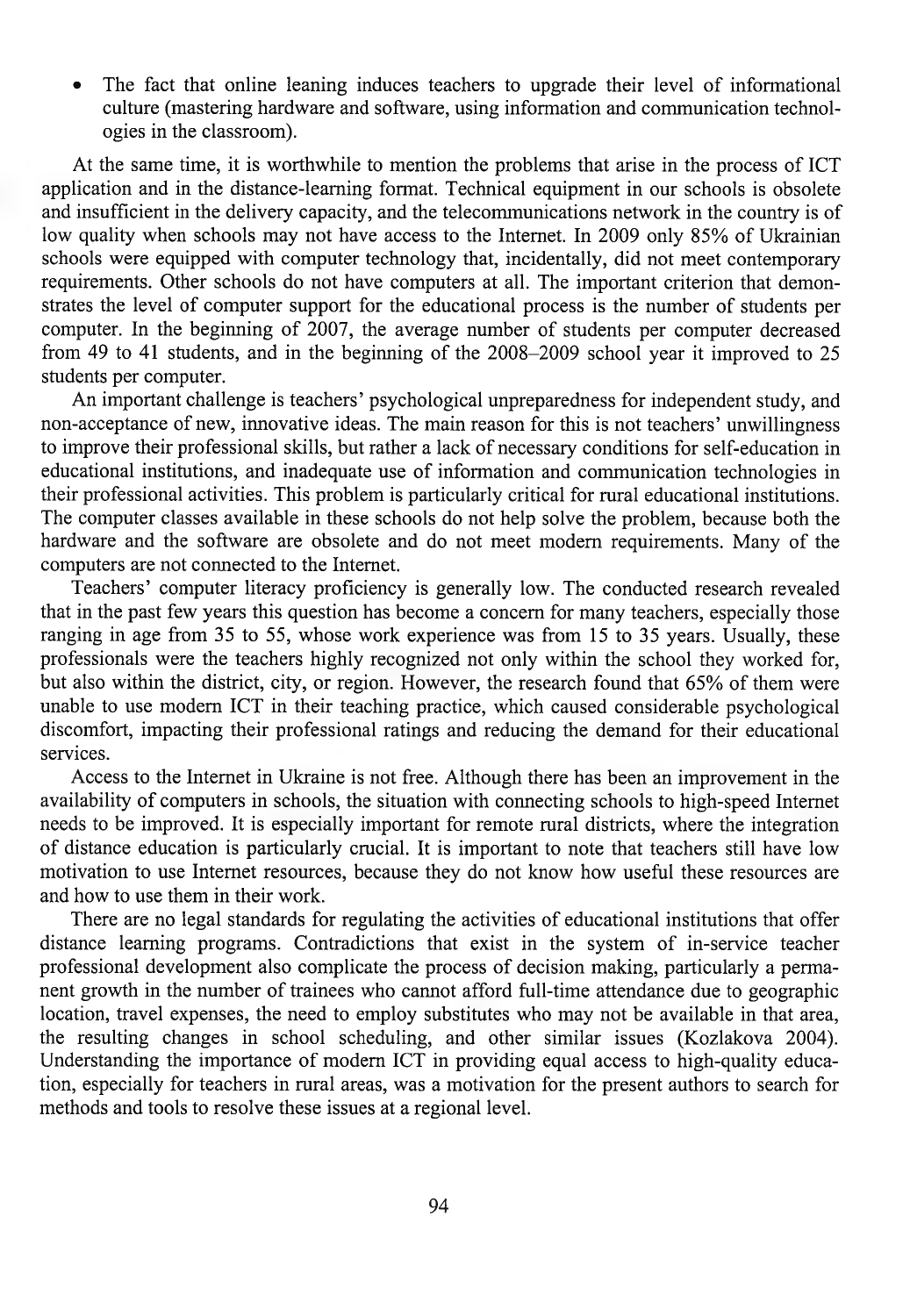- The fact that online leaning induces teachers to upgrade their level of informational culture (mastering hardware and software, using information and communication technologies in the classroom).

At the same time, it is worthwhile to mention the problems that arise in the process of ICT application and in the distance-learning format. Technical equipment in our schools is obsolete and insufficient in the delivery capacity, and the telecommunications network in the country is of low quality when schools may not have access to the Internet. In 2009 only 85% of Ukrainian schools were equipped with computer technology that, incidentally, did not meet contemporary requirements. Other schools do not have computers at all. The important criterion that demonstrates the level of computer support for the educational process is the number of students per computer. In the beginning of 2007, the average number of students per computer decreased from 49 to 41 students, and in the beginning of the 2008–2009 school year it improved to 25 students per computer.

An important challenge is teachers' psychological unpreparedness for independent study, and non-acceptance of new, innovative ideas. The main reason for this is not teachers' unwillingness to improve their professional skills, but rather a lack of necessary conditions for self-education in educational institutions, and inadequate use of information and communication technologies in their professional activities. This problem is particularly critical for rural educational institutions. The computer classes available in these schools do not help solve the problem, because both the hardware and the software are obsolete and do not meet modern requirements. Many of the computers are not connected to the Internet.

Teachers' computer literacy proficiency is generally low. The conducted research revealed that in the past few years this question has become a concern for many teachers, especially those ranging in age from 35 to 55, whose work experience was from 15 to 35 years. Usually, these professionals were the teachers highly recognized not only within the school they worked for, but also within the district, city, or region. However, the research found that 65% of them were unable to use modern ICT in their teaching practice, which caused considerable psychological discomfort, impacting their professional ratings and reducing the demand for their educational services.

Access to the Internet in Ukraine is not free. Although there has been an improvement in the availability of computers in schools, the situation with connecting schools to high-speed Internet needs to be improved. It is especially important for remote rural districts, where the integration of distance education is particularly crucial. It is important to note that teachers still have low motivation to use Internet resources, because they do not know how useful these resources are and how to use them in their work.

There are no legal standards for regulating the activities of educational institutions that offer distance learning programs. Contradictions that exist in the system of in-service teacher professional development also complicate the process of decision making, particularly a permanent growth in the number of trainees who cannot afford full-time attendance due to geographic location, travel expenses, the need to employ substitutes who may not be available in that area, the resulting changes in school scheduling, and other similar issues (Kozlakova 2004). Understanding the importance of modern ICT in providing equal access to high-quality education, especially for teachers in rural areas, was a motivation for the present authors to search for methods and tools to resolve these issues at a regional level.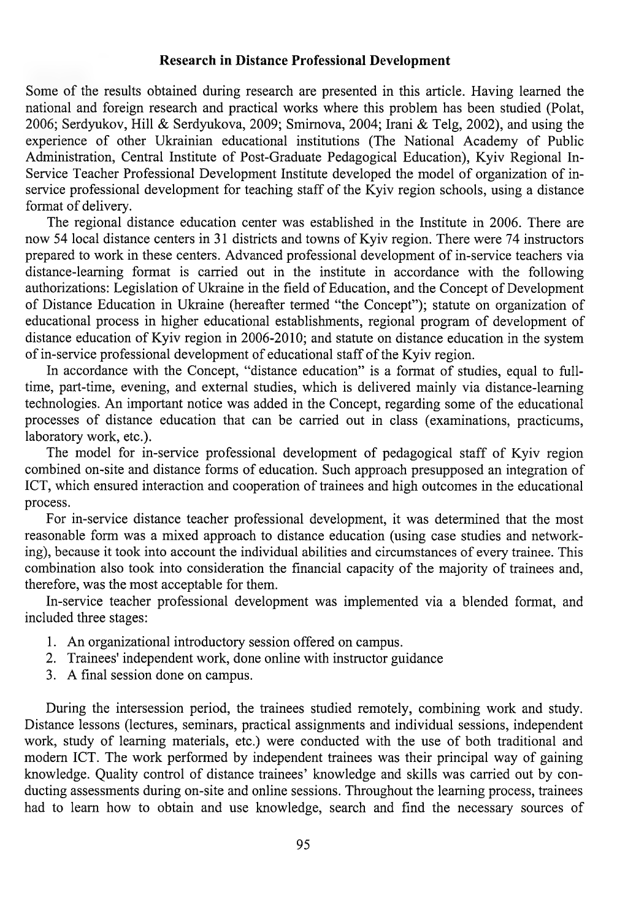## Research in Distance Professional Development

Some of the results obtained during research are presented in this article. Having learned the national and foreign research and practical works where this problem has been studied (Polat, 2006; Serdyukov, Hill & Serdyukova, 2009; Smirnova, 2004; Irani & Telg, 2002), and using the experience of other Ukrainian educational institutions (The National Academy of Public Administration, Central Institute of Post-Graduate Pedagogical Education), Kyiv Regional In-Service Teacher Professional Development Institute developed the model of organization of in-service professional development for teaching staff of the Kyiv region schools, using a distance format of delivery.

The regional distance education center was established in the Institute in 2006. There are now 54 local distance centers in 31 districts and towns of Kyiv region. There were 74 instructors prepared to work in these centers. Advanced professional development of in-service teachers via distance-learning format is carried out in the institute in accordance with the following authorizations: Legislation of Ukraine in the field of Education, and the Concept of Development of Distance Education in Ukraine (hereafter termed "the Concept"); statute on organization of educational process in higher educational establishments, regional program of development of distance education of Kyiv region in 2006-2010; and statute on distance education in the system of in-service professional development of educational staff of the Kyiv region.

In accordance with the Concept, "distance education" is a format of studies, equal to full-time, part-time, evening, and external studies, which is delivered mainly via distance-learning technologies. An important notice was added in the Concept, regarding some of the educational processes of distance education that can be carried out in class (examinations, practicums, laboratory work, etc.).

The model for in-service professional development of pedagogical staff of Kyiv region combined on-site and distance forms of education. Such approach presupposed an integration of ICT, which ensured interaction and cooperation of trainees and high outcomes in the educational process.

For in-service distance teacher professional development, it was determined that the most reasonable form was a mixed approach to distance education (using case studies and networking), because it took into account the individual abilities and circumstances of every trainee. This combination also took into consideration the financial capacity of the majority of trainees and, therefore, was the most acceptable for them.

In-service teacher professional development was implemented via a blended format, and included three stages:

1. An organizational introductory session offered on campus.
2. Trainees' independent work, done online with instructor guidance
3. A final session done on campus.

During the intersession period, the trainees studied remotely, combining work and study. Distance lessons (lectures, seminars, practical assignments and individual sessions, independent work, study of learning materials, etc.) were conducted with the use of both traditional and modern ICT. The work performed by independent trainees was their principal way of gaining knowledge. Quality control of distance trainees' knowledge and skills was carried out by conducting assessments during on-site and online sessions. Throughout the learning process, trainees had to learn how to obtain and use knowledge, search and find the necessary sources of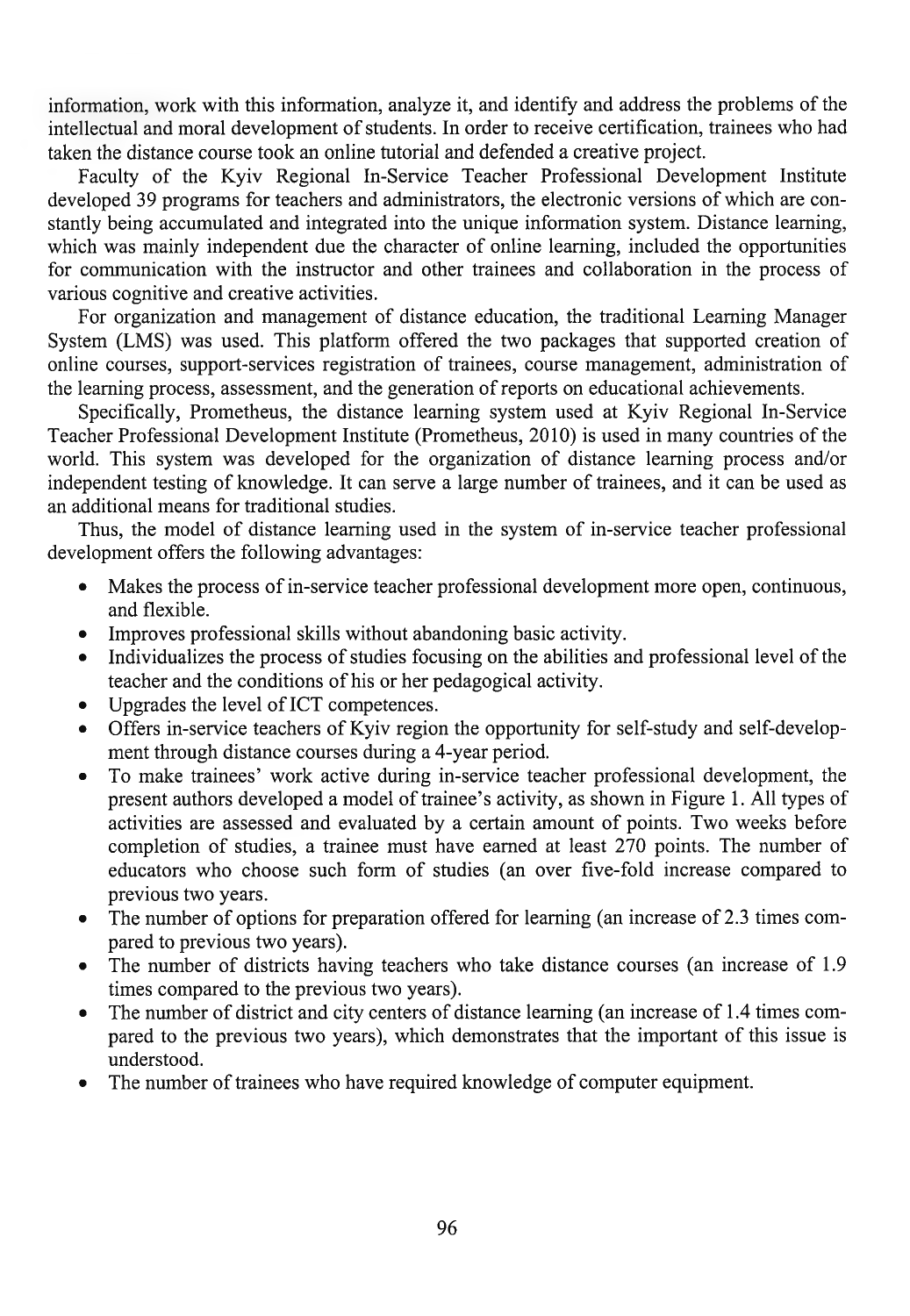information, work with this information, analyze it, and identify and address the problems of the intellectual and moral development of students. In order to receive certification, trainees who had taken the distance course took an online tutorial and defended a creative project.

Faculty of the Kyiv Regional In-Service Teacher Professional Development Institute developed 39 programs for teachers and administrators, the electronic versions of which are constantly being accumulated and integrated into the unique information system. Distance learning, which was mainly independent due the character of online learning, included the opportunities for communication with the instructor and other trainees and collaboration in the process of various cognitive and creative activities.

For organization and management of distance education, the traditional Learning Manager System (LMS) was used. This platform offered the two packages that supported creation of online courses, support-services registration of trainees, course management, administration of the learning process, assessment, and the generation of reports on educational achievements.

Specifically, Prometheus, the distance learning system used at Kyiv Regional In-Service Teacher Professional Development Institute (Prometheus, 2010) is used in many countries of the world. This system was developed for the organization of distance learning process and/or independent testing of knowledge. It can serve a large number of trainees, and it can be used as an additional means for traditional studies.

Thus, the model of distance learning used in the system of in-service teacher professional development offers the following advantages:

- Makes the process of in-service teacher professional development more open, continuous, and flexible.
- Improves professional skills without abandoning basic activity.
- Individualizes the process of studies focusing on the abilities and professional level of the teacher and the conditions of his or her pedagogical activity.
- Upgrades the level of ICT competences.
- Offers in-service teachers of Kyiv region the opportunity for self-study and self-development through distance courses during a 4-year period.
- To make trainees' work active during in-service teacher professional development, the present authors developed a model of trainee's activity, as shown in Figure 1. All types of activities are assessed and evaluated by a certain amount of points. Two weeks before completion of studies, a trainee must have earned at least 270 points. The number of educators who choose such form of studies (an over five-fold increase compared to previous two years.
- The number of options for preparation offered for learning (an increase of 2.3 times compared to previous two years).
- The number of districts having teachers who take distance courses (an increase of 1.9 times compared to the previous two years).
- The number of district and city centers of distance learning (an increase of 1.4 times compared to the previous two years), which demonstrates that the important of this issue is understood.
- The number of trainees who have required knowledge of computer equipment.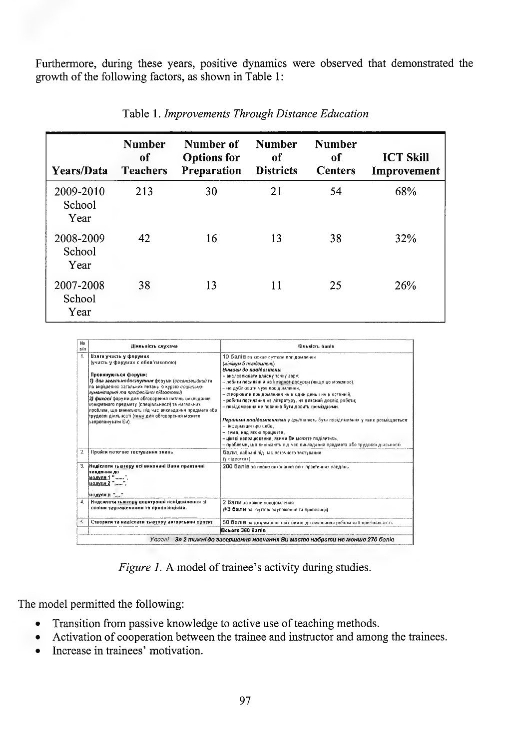Furthermore, during these years, positive dynamics were observed that demonstrated the growth of the following factors, as shown in Table 1:

Table 1. *Improvements Through Distance Education*

| Years/Data | Number of Teachers | Number of Options for Preparation | Number of Districts | Number of Centers | ICT Skill Improvement |
|---|---|---|---|---|---|
| 2009-2010 School Year | 213 | 30 | 21 | 54 | 68% |
| 2008-2009 School Year | 42 | 16 | 13 | 38 | 32% |
| 2007-2008 School Year | 38 | 13 | 11 | 25 | 26% |

| № з/п | Діяльність слухача | Кількість балів |
|---|---|---|
| 1. | **Взяти участь у форумах** (участь у форумах є обов'язковою) **Пропонуються форуми:** ***1) два загальнодоступних*** форуми (*організаційний* та по вирішенню загальних питань із курсу *соціально-гуманітарної та професійної підготовки*) ***2) фахові*** форуми для обговорення питань викладання конкретного предмету (спеціальності) та нагальних проблем, що виникають під час викладання предмета або трудової діяльності (тему для обговорення можете запропонувати Ви). | **10 балів** за кожне суттєве повідомлення (*мінімум 5 повідомлень*) ***Вимоги до повідомлень:*** – висловлювати власну точку зору; – робити посилання на інтернет-ресурси (якщо це можливо); – не дублювати чужі повідомлення; – створювати повідомлення не в один день і не в останній; – робити посилання на літературу, на власний досвід роботи; – повідомлення не повинні бути досить громіздкими. ***Першими повідомленнями*** у *групі* мають бути повідомлення у яких розміщується – інформація про себе, – тема, над якою працюєте, – цікаві напрацювання, якими Ви можете поділитись, – проблеми, що виникають під час викладання предмета або трудової діяльності |
| 2. | Пройти поточне тестування знань | **бали**, набрані під час поточного тестування (у відсотках) |
| 3. | **Надіслати тьютору всі виконані Вами практичні завдання до модуля 1 "......", модуля 2 "......", модуля n "....."** | **200 балів** за повне виконання всіх практичних завдань |
| 4. | **Надсилати тьютору електронні повідомлення зі своїми зауваженнями та пропозиціями.** | **2 бали** за кожне повідомлення (**+3 бали** за суттєві зауваження та пропозиції) |
| 5. | **Створити та надіслати тьютору авторський проект** | **50 балів** за дотримання всіх вимог до виконання роботи та її оригінальність |
| | | **Всього 360 балів** |
| | ***Увага! За 2 тижні до завершення навчання Ви маєте набрати не менше 270 балів*** | |

*Figure 1.* A model of trainee's activity during studies.

The model permitted the following:

- Transition from passive knowledge to active use of teaching methods.
- Activation of cooperation between the trainee and instructor and among the trainees.
- Increase in trainees' motivation.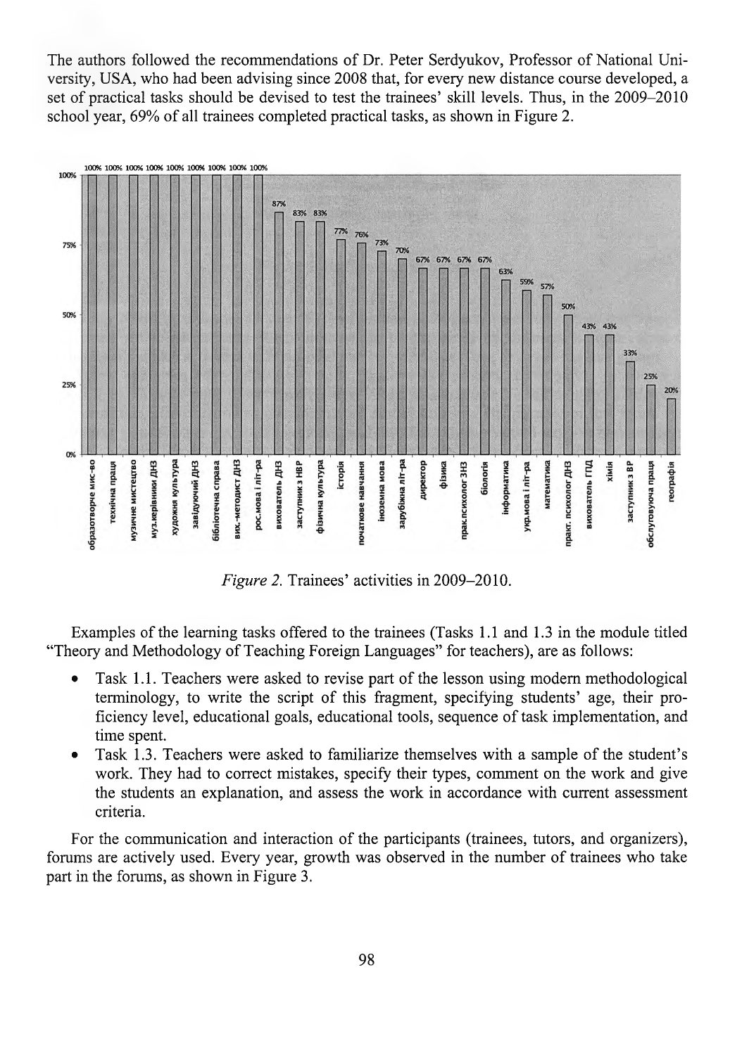The authors followed the recommendations of Dr. Peter Serdyukov, Professor of National University, USA, who had been advising since 2008 that, for every new distance course developed, a set of practical tasks should be devised to test the trainees' skill levels. Thus, in the 2009–2010 school year, 69% of all trainees completed practical tasks, as shown in Figure 2.

*Figure 2.* Trainees' activities in 2009–2010.

Examples of the learning tasks offered to the trainees (Tasks 1.1 and 1.3 in the module titled "Theory and Methodology of Teaching Foreign Languages" for teachers), are as follows:

- Task 1.1. Teachers were asked to revise part of the lesson using modern methodological terminology, to write the script of this fragment, specifying students' age, their proficiency level, educational goals, educational tools, sequence of task implementation, and time spent.
- Task 1.3. Teachers were asked to familiarize themselves with a sample of the student's work. They had to correct mistakes, specify their types, comment on the work and give the students an explanation, and assess the work in accordance with current assessment criteria.

For the communication and interaction of the participants (trainees, tutors, and organizers), forums are actively used. Every year, growth was observed in the number of trainees who take part in the forums, as shown in Figure 3.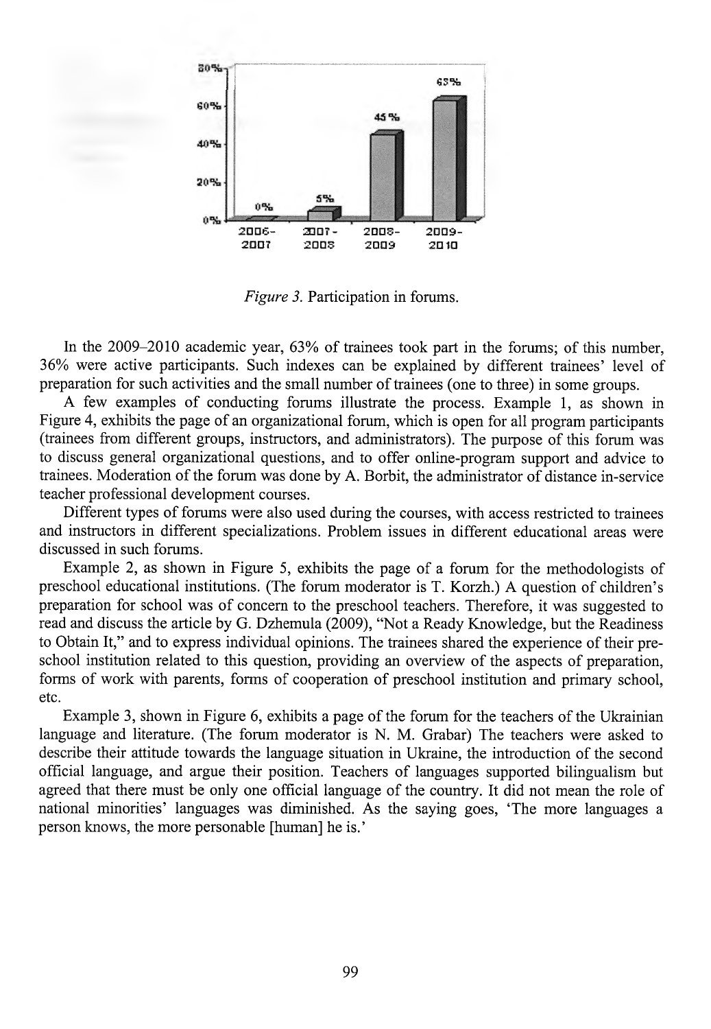*Figure 3.* Participation in forums.

In the 2009–2010 academic year, 63% of trainees took part in the forums; of this number, 36% were active participants. Such indexes can be explained by different trainees' level of preparation for such activities and the small number of trainees (one to three) in some groups.

A few examples of conducting forums illustrate the process. Example 1, as shown in Figure 4, exhibits the page of an organizational forum, which is open for all program participants (trainees from different groups, instructors, and administrators). The purpose of this forum was to discuss general organizational questions, and to offer online-program support and advice to trainees. Moderation of the forum was done by A. Borbit, the administrator of distance in-service teacher professional development courses.

Different types of forums were also used during the courses, with access restricted to trainees and instructors in different specializations. Problem issues in different educational areas were discussed in such forums.

Example 2, as shown in Figure 5, exhibits the page of a forum for the methodologists of preschool educational institutions. (The forum moderator is T. Korzh.) A question of children's preparation for school was of concern to the preschool teachers. Therefore, it was suggested to read and discuss the article by G. Dzhemula (2009), "Not a Ready Knowledge, but the Readiness to Obtain It," and to express individual opinions. The trainees shared the experience of their preschool institution related to this question, providing an overview of the aspects of preparation, forms of work with parents, forms of cooperation of preschool institution and primary school, etc.

Example 3, shown in Figure 6, exhibits a page of the forum for the teachers of the Ukrainian language and literature. (The forum moderator is N. M. Grabar) The teachers were asked to describe their attitude towards the language situation in Ukraine, the introduction of the second official language, and argue their position. Teachers of languages supported bilingualism but agreed that there must be only one official language of the country. It did not mean the role of national minorities' languages was diminished. As the saying goes, 'The more languages a person knows, the more personable [human] he is.'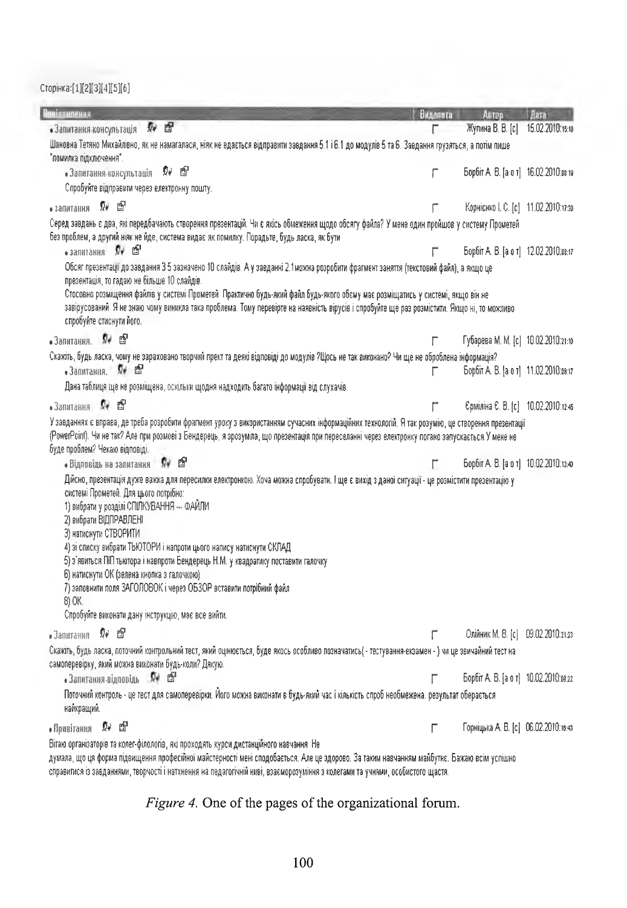Сторінка:[1][2][3][4][5][6]

| Повідомлення | Видалити | Автор | Дата |
|---|---|---|---|
| • Запитання-консультація<br>Шановна Тетяно Михайлівно, як не намагалася, ніяк не вдається відправити завдання 5.1 і 6.1 до модулів 5 та 6. Завдання грузяться, а потім пише "помилка підключення". | | Жупина В. В. [с] | 15.02.2010:15:10 |
| • Запитання-консультація<br>Спробуйте відправити через електронну пошту. | | Борбіт А. В. [а о т] | 16.02.2010:08:19 |
| • запитання<br>Серед завдань є два, які передбачають створення презентацій. Чи є якісь обмеження щодо обсягу файла? У мене один пройшов у систему Прометей без проблем, а другий ніяк не йде, система видає як помилку. Порадьте, будь ласка, як бути | | Корнієнко І. С. [с] | 11.02.2010:17:30 |
| • запитання<br>Обсяг презентації до завдання 3.5 зазначено 10 слайдів. А у завданні 2.1 можна розробити фрагмент заняття (текстовий файл), а якщо це презентація, то гадаю не більше 10 слайдів.<br>Стосовно розміщення файлів у системі Прометей. Практично будь-який файл будь-якого обсягу має розміщатись у системі, якщо він не завірусований. Я не знаю чому виникла така проблема. Тому перевірте на наявність вірусів і спробуйте ще раз розмістити. Якщо ні, то можливо спробуйте стиснути його. | | Борбіт А. В. [а о т] | 12.02.2010:08:17 |
| • Запитання.<br>Скажіть, будь ласка, чому не зараховано творчий прект та деякі відповіді до модулів ?Щось не так виконано? Чи ще не оброблена інформація? | | Губарева М. М. [с] | 10.02.2010:21:10 |
| • Запитання.<br>Дана таблиця ще не розміщена, оскільки щодня надходить багато інформації від слухачів. | | Борбіт А. В. [а о т] | 11.02.2010:09:17 |
| • Запитання<br>У завданнях є вправа, де треба розробити фрагмент уроку з використанням сучасних інформаційних технологій. Я так розумію, це створення презентації (PowerPoint). Чи не так? Але при розмові з Бендерець, я зрозуміла, що презентація при пересиланні через електронку погано запускається. У мене не буде проблем? Чекаю відповіді. | | Єрміліна Є. В. [с] | 10.02.2010:12:45 |
| • Відповідь на запитання<br>Дійсно, презентація дуже важка для пересилки електронкою. Хоча можна спробувати. І ще є вихід з даної ситуації - це розмістити презентацію у системі Прометей. Для цього потрібно:<br>1) вибрати у розділі СПІЛКУВАННЯ -- ФАЙЛИ<br>2) вибрати ВІДПРАВЛЕНІ<br>3) натиснути СТВОРИТИ<br>4) зі списку вибрати ТЬЮТОРИ і напроти цього напису натиснути СКЛАД<br>5) з'явиться ПІП тьютора і навпроти Бендерець Н.М. у квадратику поставити галочку<br>6) натиснути ОК (зелена кнопка з галочкою)<br>7) заповнити поля ЗАГОЛОВОК і через ОБЗОР вставити потрібний файл<br>8) ОК.<br>Спробуйте виконати дану інструкцію, має все вийти. | | Борбіт А. В. [а о т] | 10.02.2010:13:40 |
| • Запитання<br>Скажіть, будь ласка, поточний контрольний тест, який оцінюється, буде якось особливо позначатись( - тестування-екзамен - ) чи це звичайний тест на самоперевірку, який можна виконати будь-коли? Дякую. | | Олійник М. В. [с] | 09.02.2010:21:23 |
| • Запитання-відповідь<br>Поточний контроль - це тест для самоперевірки. Його можна виконати в будь-який час і кількість спроб необмежена. результат обирається найкращий. | | Борбіт А. В. [а о т] | 10.02.2010:08:22 |
| • Привітання<br>Вітаю організаторів та колег-філологів, які проходять курси дистанційного навчання. Не думала, що ця форма підвищення професійної майстерності мені сподобається. Але це здорово. За таким навчанням майбутнє. Бажаю всім успішно справитися із завданнями, творчості і натхнення на педагогічній ниві, взаєморозуміння з колегами та учнями, особистого щастя. | | Горніцька А. В. [с] | 06.02.2010:16:43 |

*Figure 4.* One of the pages of the organizational forum.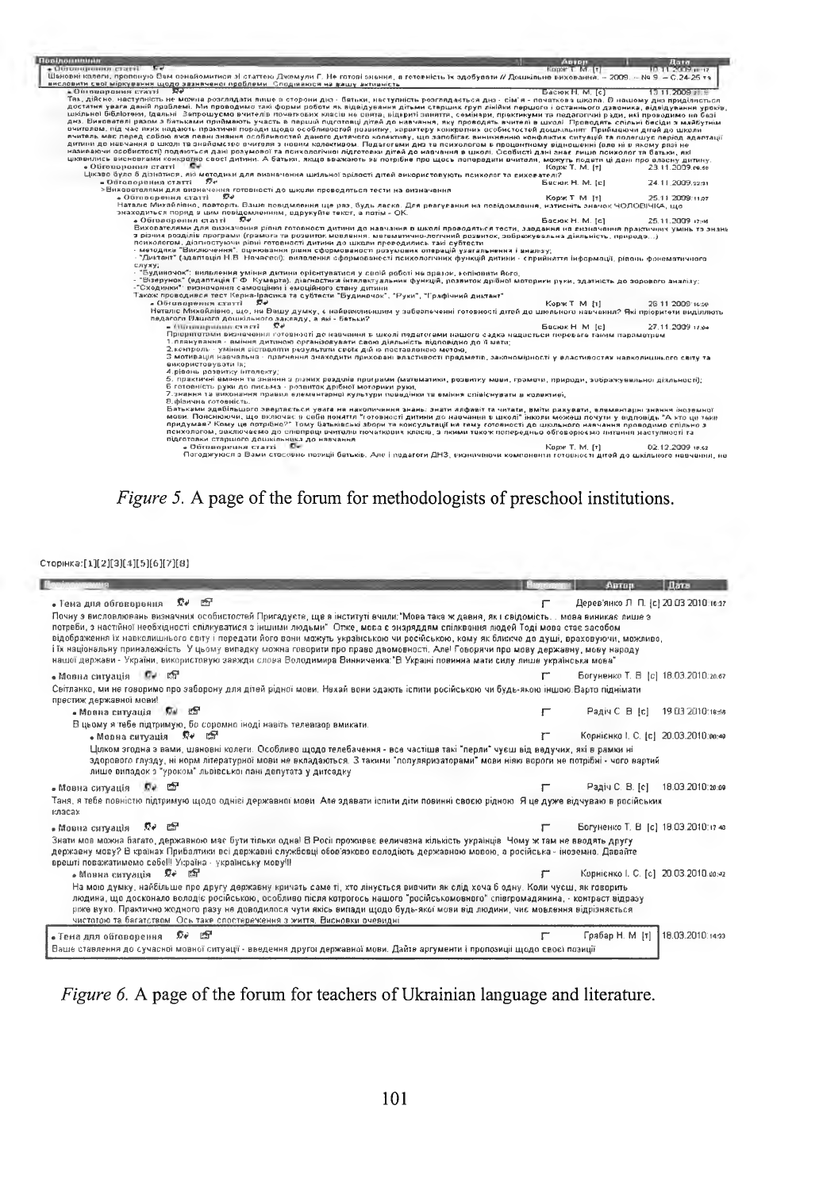*Figure 5.* A page of the forum for methodologists of preschool institutions.

*Figure 6.* A page of the forum for teachers of Ukrainian language and literature.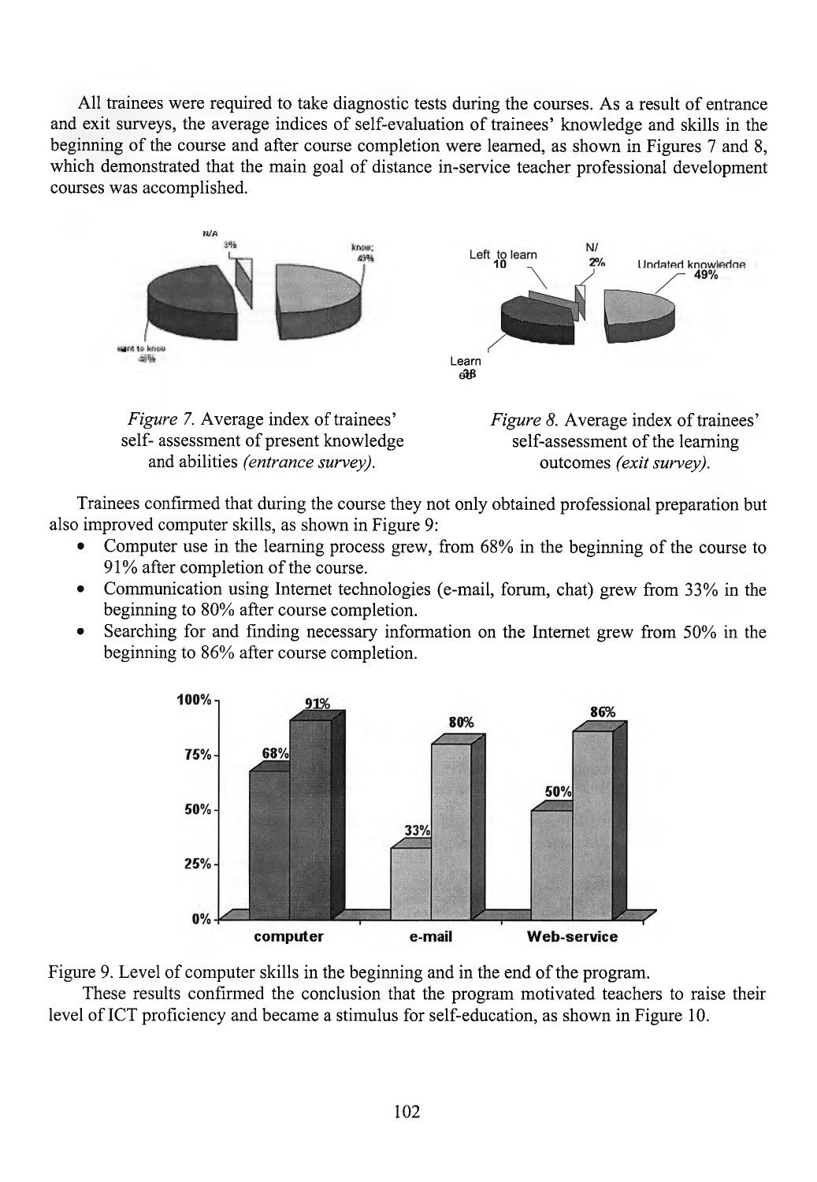All trainees were required to take diagnostic tests during the courses. As a result of entrance and exit surveys, the average indices of self-evaluation of trainees' knowledge and skills in the beginning of the course and after course completion were learned, as shown in Figures 7 and 8, which demonstrated that the main goal of distance in-service teacher professional development courses was accomplished.

*Figure 7.* Average index of trainees' self- assessment of present knowledge and abilities *(entrance survey).*

*Figure 8.* Average index of trainees' self-assessment of the learning outcomes *(exit survey).*

Trainees confirmed that during the course they not only obtained professional preparation but also improved computer skills, as shown in Figure 9:

- Computer use in the learning process grew, from 68% in the beginning of the course to 91% after completion of the course.
- Communication using Internet technologies (e-mail, forum, chat) grew from 33% in the beginning to 80% after course completion.
- Searching for and finding necessary information on the Internet grew from 50% in the beginning to 86% after course completion.

Figure 9. Level of computer skills in the beginning and in the end of the program.

These results confirmed the conclusion that the program motivated teachers to raise their level of ICT proficiency and became a stimulus for self-education, as shown in Figure 10.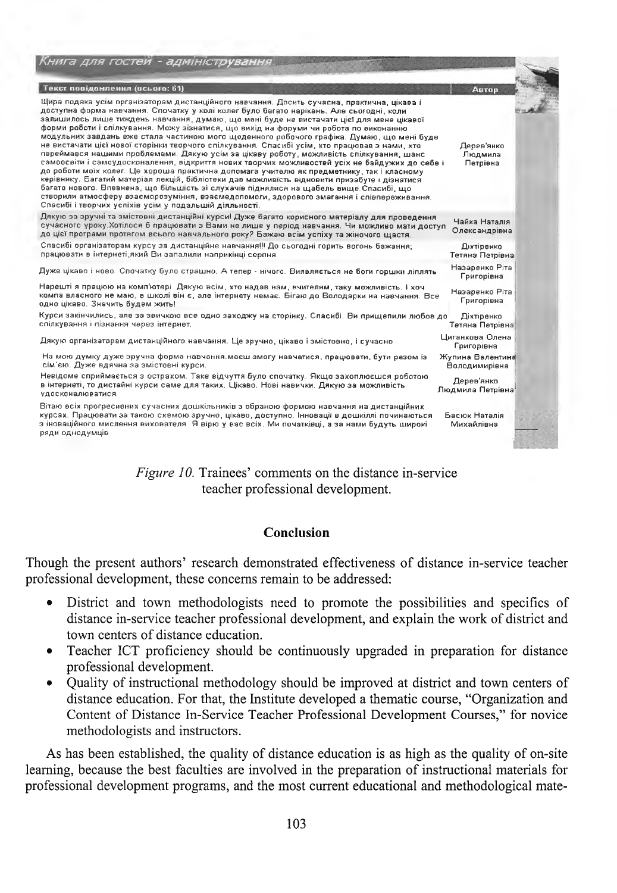| Текст повідомлення (всього: 61) | Автор |
|---|---|
| Щира подяка усім організаторам дистанційного навчання. Досить сучасна, практична, цікава і доступна форма навчання. Спочатку у колі колег було багато нарікань. Але сьогодні, коли залишилось лише тиждень навчання, думаю, що мені буде не вистачати цієї для мене цікавої форми роботи і спілкування. Можу зізнатися, що вихід на форуми чи робота по виконанню модульних завдань вже стала частиною мого щоденного робочого графіка. Думаю, що мені буде не вистачати цієї нової сторінки творчого спілкування. Спасибі усім, хто працював з нами, хто переймався нашими проблемами. Дякую усім за цікаву роботу, можливість спілкування, шанс самоосвіти і самоудосконалення, відкриття нових творчих можливостей усіх не байдужих до себе і до роботи моїх колег. Це хороша практична допомога учителю як предметнику, так і класному керівнику. Багатий матеріал лекцій, бібліотеки дав можливість відновити призабуте і дізнатися багато нового. Впевнена, що більшість зі слухачів піднялися на щабель вище.Спасибі, що створили атмосферу взаєморозуміння, взаємодопомоги, здорового змагання і співпереживання. Спасибі і творчих успіхів усім у подальшій діяльності. | Дерев'янко Людмила Петрівна |
| Дякую за зручні та змістовні дистанційні курси! Дуже багато корисного матеріалу для проведення сучасного уроку.Хотілося б працювати з Вами не лише у період навчання. Чи можливо мати доступ до цієї програми протягом всього навчального року? Бажаю всім успіху та жіночого щастя. | Чайка Наталія Олександрівна |
| Спасибі організаторам курсу за дистанційне навчання!!! До сьогодні горить вогонь бажання; працювати в інтернеті,який Ви запалили наприкінці серпня. | Діхтіренко Тетяна Петрівна |
| Дуже цікаво і ново. Спочатку було страшно. А тепер - нічого. Виявляється не боги горшки ліплять | Назаренко Ріта Григорівна |
| Нарешті я працюю на комп'ютері. Дякую всім, хто надав нам, вчителям, таку можливість. І хоч компа власного не маю, в школі він є, але інтернету немає. Бігаю до Володарки на навчання. Все одно цікаво. Значить будем жить! | Назаренко Ріта Григорівна |
| Курси закінчились, але за звичкою все одно заходжу на сторінку. Спасибі. Ви прищепили любов до спілкування і пізнання через інтернет. | Діхтіренко Тетяна Петрівна |
| Дякую організаторам дистанційного навчання. Це зручно, цікаво і змістовно, і сучасно | Циганкова Олена Григорівна |
| На мою думку дуже зручна форма навчання.маєш змогу навчатися, працювати, бути разом із сім'єю. Дуже вдячна за змістовні курси. | Жупина Валентина Володимирівна |
| Невідоме сприймається з острахом. Таке відчуття було спочатку. Якщо захоплюєшся роботою в інтернеті, то дистайні курси саме для таких. Цікаво. Нові навички. Дякую за можливість удосконалюватися. | Дерев'янко Людмила Петрівна |
| Вітаю всіх прогресивних сучасних дошкільників з обраною формою навчання на дистанційних курсах. Працювати за такою схемою зручно, цікаво, доступно. Інновації в дошкіллі починаються з іноваційного мислення вихователя. Я вірю у вас всіх. Ми початківці, а за нами будуть широкі ряди однодумців | Басюк Наталія Михайлівна |

*Figure 10.* Trainees' comments on the distance in-service teacher professional development.

## Conclusion

Though the present authors' research demonstrated effectiveness of distance in-service teacher professional development, these concerns remain to be addressed:

- District and town methodologists need to promote the possibilities and specifics of distance in-service teacher professional development, and explain the work of district and town centers of distance education.
- Teacher ICT proficiency should be continuously upgraded in preparation for distance professional development.
- Quality of instructional methodology should be improved at district and town centers of distance education. For that, the Institute developed a thematic course, "Organization and Content of Distance In-Service Teacher Professional Development Courses," for novice methodologists and instructors.

As has been established, the quality of distance education is as high as the quality of on-site learning, because the best faculties are involved in the preparation of instructional materials for professional development programs, and the most current educational and methodological mate-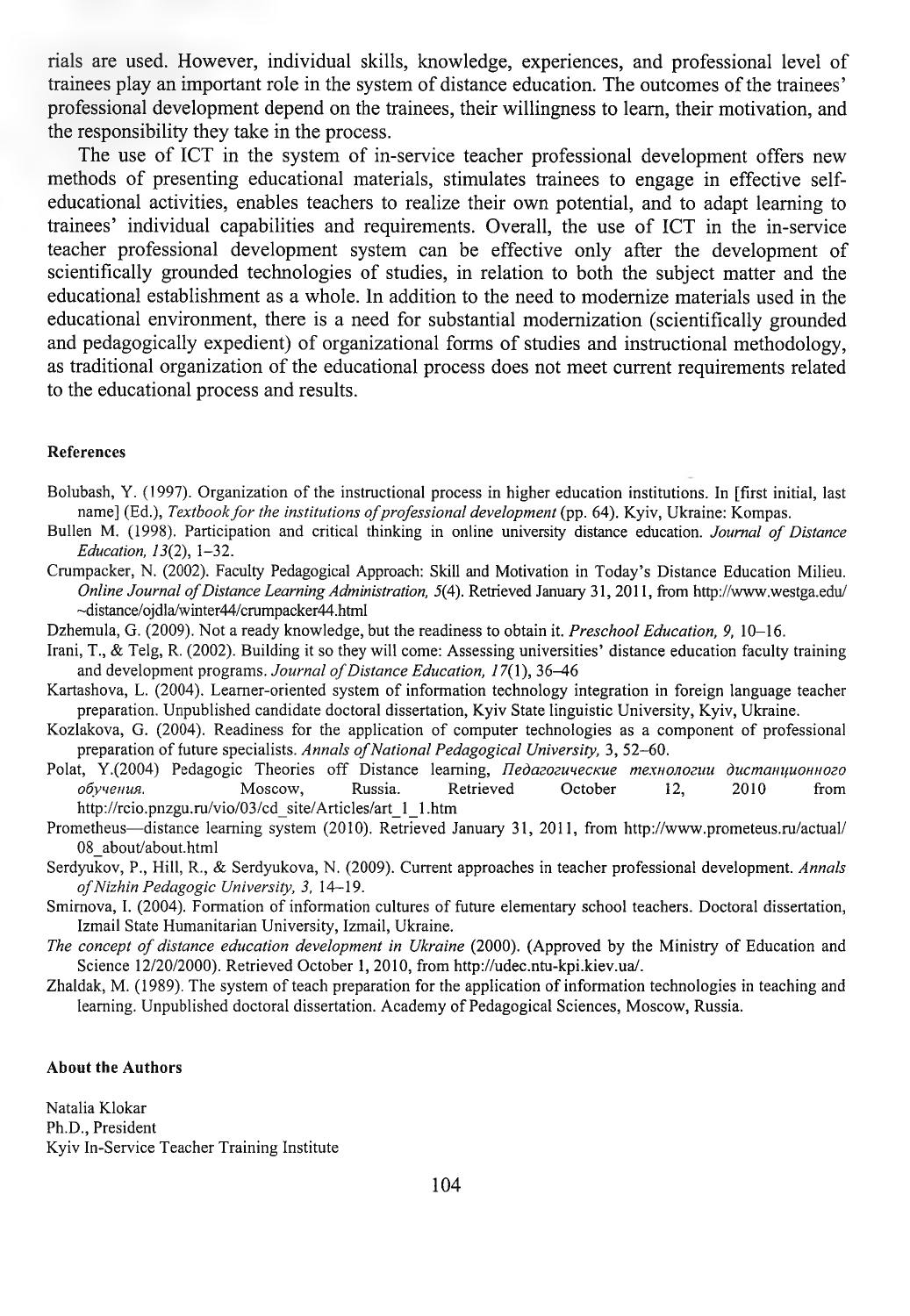rials are used. However, individual skills, knowledge, experiences, and professional level of trainees play an important role in the system of distance education. The outcomes of the trainees' professional development depend on the trainees, their willingness to learn, their motivation, and the responsibility they take in the process.

The use of ICT in the system of in-service teacher professional development offers new methods of presenting educational materials, stimulates trainees to engage in effective self-educational activities, enables teachers to realize their own potential, and to adapt learning to trainees' individual capabilities and requirements. Overall, the use of ICT in the in-service teacher professional development system can be effective only after the development of scientifically grounded technologies of studies, in relation to both the subject matter and the educational establishment as a whole. In addition to the need to modernize materials used in the educational environment, there is a need for substantial modernization (scientifically grounded and pedagogically expedient) of organizational forms of studies and instructional methodology, as traditional organization of the educational process does not meet current requirements related to the educational process and results.

## References

Bolubash, Y. (1997). Organization of the instructional process in higher education institutions. In [first initial, last name] (Ed.), *Textbook for the institutions of professional development* (pp. 64). Kyiv, Ukraine: Kompas.

Bullen M. (1998). Participation and critical thinking in online university distance education. *Journal of Distance Education, 13*(2), 1–32.

Crumpacker, N. (2002). Faculty Pedagogical Approach: Skill and Motivation in Today's Distance Education Milieu. *Online Journal of Distance Learning Administration, 5*(4). Retrieved January 31, 2011, from http://www.westga.edu/~distance/ojdla/winter44/crumpacker44.html

Dzhemula, G. (2009). Not a ready knowledge, but the readiness to obtain it. *Preschool Education, 9,* 10–16.

Irani, T., & Telg, R. (2002). Building it so they will come: Assessing universities' distance education faculty training and development programs. *Journal of Distance Education, 17*(1), 36–46

Kartashova, L. (2004). Learner-oriented system of information technology integration in foreign language teacher preparation. Unpublished candidate doctoral dissertation, Kyiv State linguistic University, Kyiv, Ukraine.

Kozlakova, G. (2004). Readiness for the application of computer technologies as a component of professional preparation of future specialists. *Annals of National Pedagogical University,* 3, 52–60.

Polat, Y.(2004) Pedagogic Theories off Distance learning, *Педагогические технологии дистанционного обучения.* Moscow, Russia. Retrieved October 12, 2010 from http://rcio.pnzgu.ru/vio/03/cd_site/Articles/art_1_1.htm

Prometheus—distance learning system (2010). Retrieved January 31, 2011, from http://www.prometeus.ru/actual/08_about/about.html

Serdyukov, P., Hill, R., & Serdyukova, N. (2009). Current approaches in teacher professional development. *Annals of Nizhin Pedagogic University, 3,* 14–19.

Smirnova, I. (2004). Formation of information cultures of future elementary school teachers. Doctoral dissertation, Izmail State Humanitarian University, Izmail, Ukraine.

*The concept of distance education development in Ukraine* (2000). (Approved by the Ministry of Education and Science 12/20/2000). Retrieved October 1, 2010, from http://udec.ntu-kpi.kiev.ua/.

Zhaldak, M. (1989). The system of teach preparation for the application of information technologies in teaching and learning. Unpublished doctoral dissertation. Academy of Pedagogical Sciences, Moscow, Russia.

## About the Authors

Natalia Klokar
Ph.D., President
Kyiv In-Service Teacher Training Institute